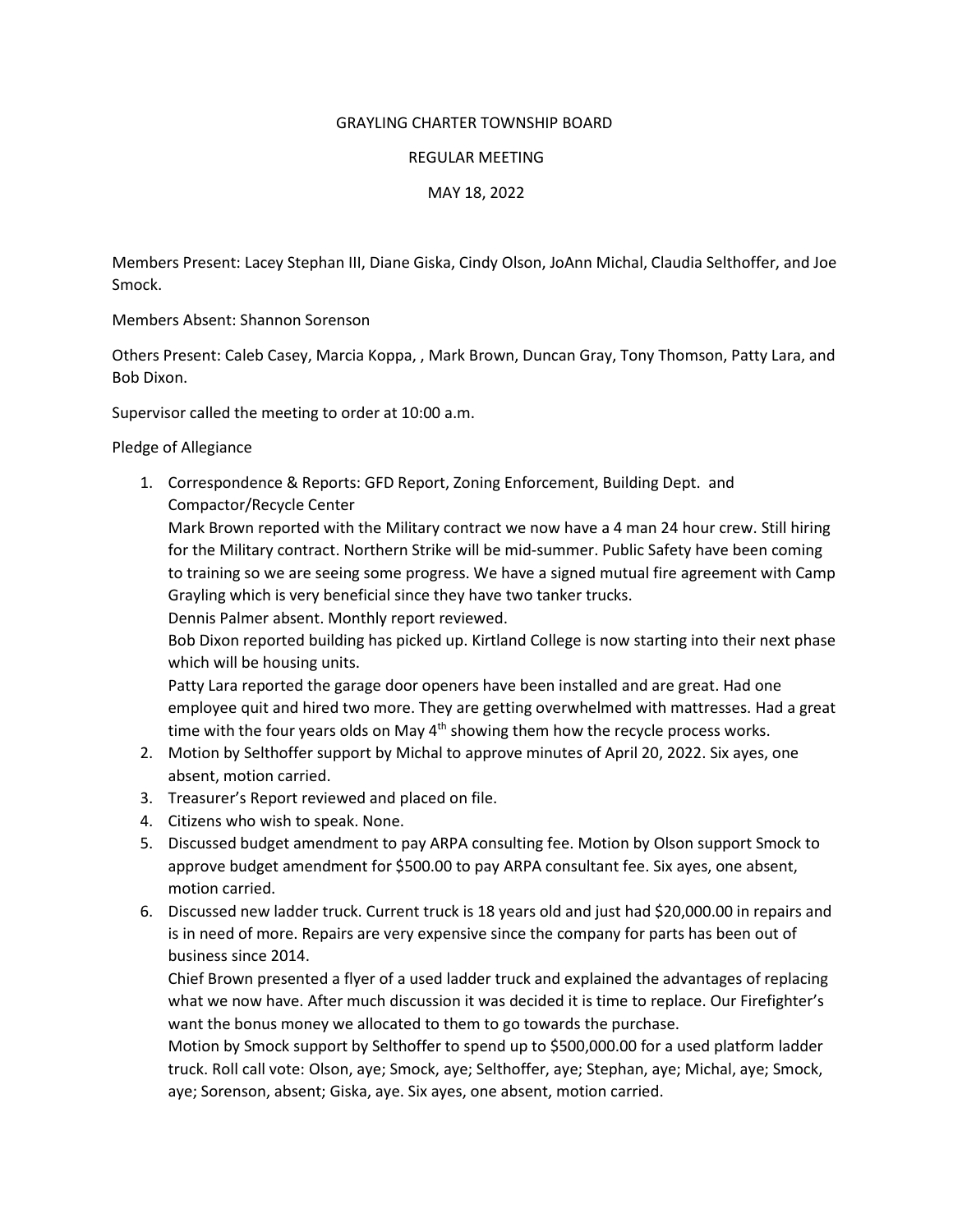GRAYLING CHARTER TOWNSHIP BOARD

REGULAR MEETING

MAY 18, 2022

Members Present: Lacey Stephan III, Diane Giska, Cindy Olson, JoAnn Michal, Claudia Selthoffer, and Joe Smock.

Members Absent: Shannon Sorenson

Others Present: Caleb Casey, Marcia Koppa, , Mark Brown, Duncan Gray, Tony Thomson, Patty Lara, and Bob Dixon.

Supervisor called the meeting to order at 10:00 a.m.

Pledge of Allegiance

1. Correspondence & Reports: GFD Report, Zoning Enforcement, Building Dept. and Compactor/Recycle Center
   Mark Brown reported with the Military contract we now have a 4 man 24 hour crew. Still hiring for the Military contract. Northern Strike will be mid-summer. Public Safety have been coming to training so we are seeing some progress. We have a signed mutual fire agreement with Camp Grayling which is very beneficial since they have two tanker trucks.
   Dennis Palmer absent. Monthly report reviewed.
   Bob Dixon reported building has picked up. Kirtland College is now starting into their next phase which will be housing units.
   Patty Lara reported the garage door openers have been installed and are great. Had one employee quit and hired two more. They are getting overwhelmed with mattresses. Had a great time with the four years olds on May 4th showing them how the recycle process works.
2. Motion by Selthoffer support by Michal to approve minutes of April 20, 2022. Six ayes, one absent, motion carried.
3. Treasurer's Report reviewed and placed on file.
4. Citizens who wish to speak. None.
5. Discussed budget amendment to pay ARPA consulting fee. Motion by Olson support Smock to approve budget amendment for $500.00 to pay ARPA consultant fee. Six ayes, one absent, motion carried.
6. Discussed new ladder truck. Current truck is 18 years old and just had $20,000.00 in repairs and is in need of more. Repairs are very expensive since the company for parts has been out of business since 2014.
   Chief Brown presented a flyer of a used ladder truck and explained the advantages of replacing what we now have. After much discussion it was decided it is time to replace. Our Firefighter's want the bonus money we allocated to them to go towards the purchase.
   Motion by Smock support by Selthoffer to spend up to $500,000.00 for a used platform ladder truck. Roll call vote: Olson, aye; Smock, aye; Selthoffer, aye; Stephan, aye; Michal, aye; Smock, aye; Sorenson, absent; Giska, aye. Six ayes, one absent, motion carried.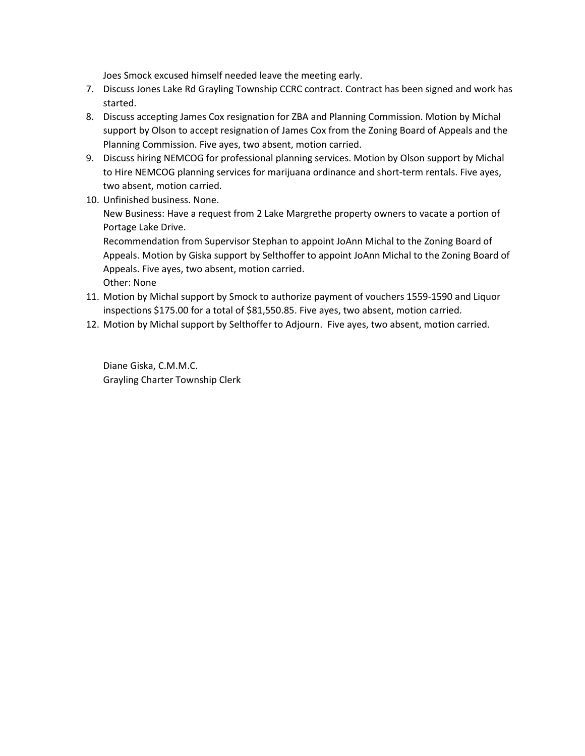Joes Smock excused himself needed leave the meeting early.

7. Discuss Jones Lake Rd Grayling Township CCRC contract. Contract has been signed and work has started.
8. Discuss accepting James Cox resignation for ZBA and Planning Commission. Motion by Michal support by Olson to accept resignation of James Cox from the Zoning Board of Appeals and the Planning Commission. Five ayes, two absent, motion carried.
9. Discuss hiring NEMCOG for professional planning services. Motion by Olson support by Michal to Hire NEMCOG planning services for marijuana ordinance and short-term rentals. Five ayes, two absent, motion carried.
10. Unfinished business. None.
    New Business: Have a request from 2 Lake Margrethe property owners to vacate a portion of Portage Lake Drive.
    Recommendation from Supervisor Stephan to appoint JoAnn Michal to the Zoning Board of Appeals. Motion by Giska support by Selthoffer to appoint JoAnn Michal to the Zoning Board of Appeals. Five ayes, two absent, motion carried.
    Other: None
11. Motion by Michal support by Smock to authorize payment of vouchers 1559-1590 and Liquor inspections $175.00 for a total of $81,550.85. Five ayes, two absent, motion carried.
12. Motion by Michal support by Selthoffer to Adjourn. Five ayes, two absent, motion carried.

Diane Giska, C.M.M.C.
Grayling Charter Township Clerk